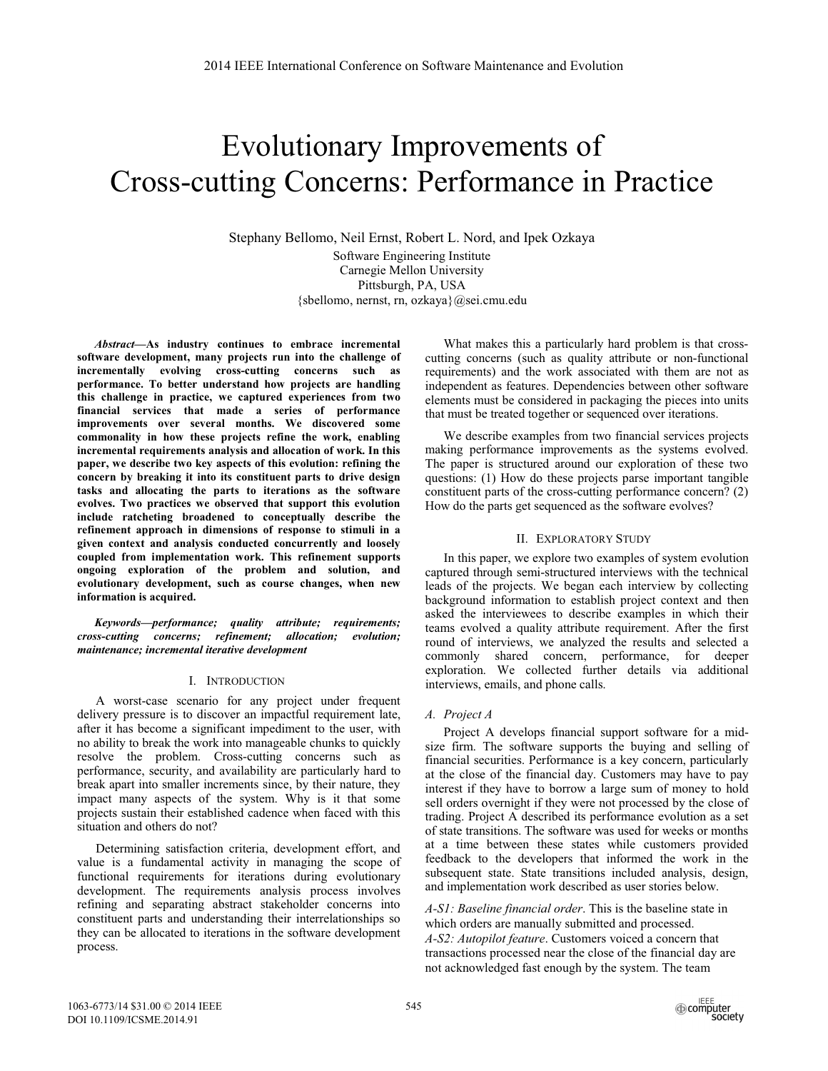# Evolutionary Improvements of Cross-cutting Concerns: Performance in Practice

Stephany Bellomo, Neil Ernst, Robert L. Nord, and Ipek Ozkaya

Software Engineering Institute
Carnegie Mellon University
Pittsburgh, PA, USA
{sbellomo, nernst, rn, ozkaya}@sei.cmu.edu

***Abstract*—As industry continues to embrace incremental software development, many projects run into the challenge of incrementally evolving cross-cutting concerns such as performance. To better understand how projects are handling this challenge in practice, we captured experiences from two financial services that made a series of performance improvements over several months. We discovered some commonality in how these projects refine the work, enabling incremental requirements analysis and allocation of work. In this paper, we describe two key aspects of this evolution: refining the concern by breaking it into its constituent parts to drive design tasks and allocating the parts to iterations as the software evolves. Two practices we observed that support this evolution include ratcheting broadened to conceptually describe the refinement approach in dimensions of response to stimuli in a given context and analysis conducted concurrently and loosely coupled from implementation work. This refinement supports ongoing exploration of the problem and solution, and evolutionary development, such as course changes, when new information is acquired.**

***Keywords—performance; quality attribute; requirements; cross-cutting concerns; refinement; allocation; evolution; maintenance; incremental iterative development***

## I. Introduction

A worst-case scenario for any project under frequent delivery pressure is to discover an impactful requirement late, after it has become a significant impediment to the user, with no ability to break the work into manageable chunks to quickly resolve the problem. Cross-cutting concerns such as performance, security, and availability are particularly hard to break apart into smaller increments since, by their nature, they impact many aspects of the system. Why is it that some projects sustain their established cadence when faced with this situation and others do not?

Determining satisfaction criteria, development effort, and value is a fundamental activity in managing the scope of functional requirements for iterations during evolutionary development. The requirements analysis process involves refining and separating abstract stakeholder concerns into constituent parts and understanding their interrelationships so they can be allocated to iterations in the software development process.

What makes this a particularly hard problem is that cross-cutting concerns (such as quality attribute or non-functional requirements) and the work associated with them are not as independent as features. Dependencies between other software elements must be considered in packaging the pieces into units that must be treated together or sequenced over iterations.

We describe examples from two financial services projects making performance improvements as the systems evolved. The paper is structured around our exploration of these two questions: (1) How do these projects parse important tangible constituent parts of the cross-cutting performance concern? (2) How do the parts get sequenced as the software evolves?

## II. Exploratory Study

In this paper, we explore two examples of system evolution captured through semi-structured interviews with the technical leads of the projects. We began each interview by collecting background information to establish project context and then asked the interviewees to describe examples in which their teams evolved a quality attribute requirement. After the first round of interviews, we analyzed the results and selected a commonly shared concern, performance, for deeper exploration. We collected further details via additional interviews, emails, and phone calls.

### *A. Project A*

Project A develops financial support software for a mid-size firm. The software supports the buying and selling of financial securities. Performance is a key concern, particularly at the close of the financial day. Customers may have to pay interest if they have to borrow a large sum of money to hold sell orders overnight if they were not processed by the close of trading. Project A described its performance evolution as a set of state transitions. The software was used for weeks or months at a time between these states while customers provided feedback to the developers that informed the work in the subsequent state. State transitions included analysis, design, and implementation work described as user stories below.

*A-S1: Baseline financial order*. This is the baseline state in which orders are manually submitted and processed.
*A-S2: Autopilot feature*. Customers voiced a concern that transactions processed near the close of the financial day are not acknowledged fast enough by the system. The team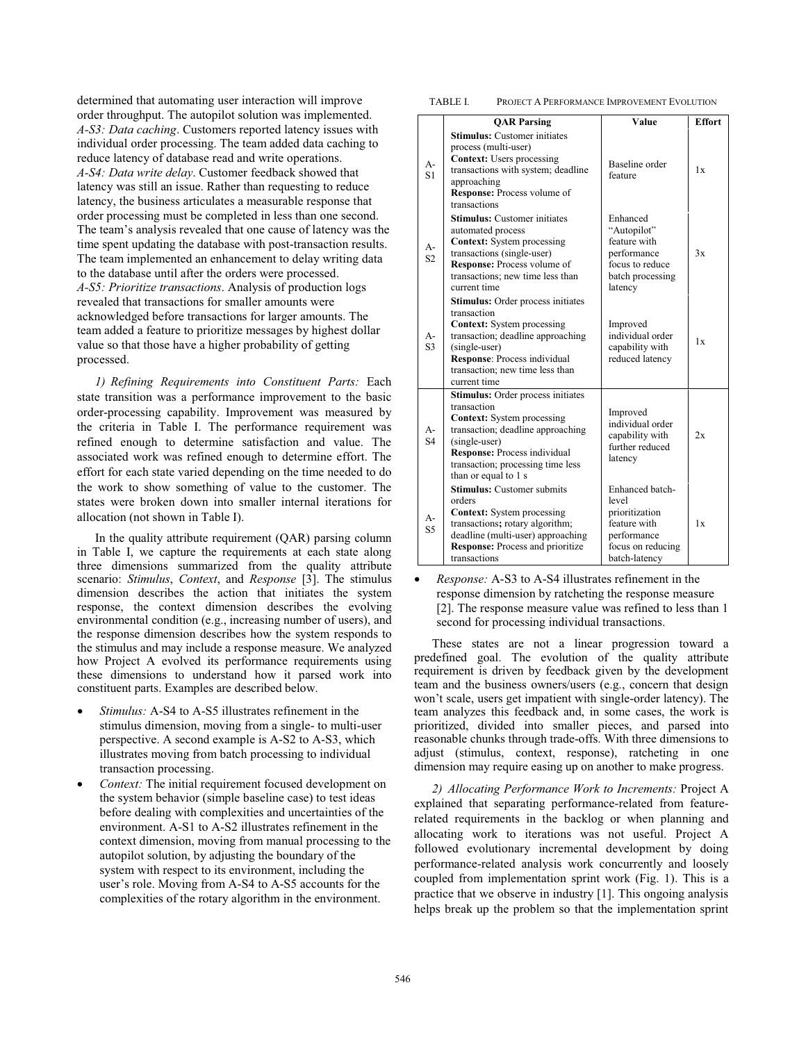determined that automating user interaction will improve order throughput. The autopilot solution was implemented.
*A-S3: Data caching*. Customers reported latency issues with individual order processing. The team added data caching to reduce latency of database read and write operations.
*A-S4: Data write delay*. Customer feedback showed that latency was still an issue. Rather than requesting to reduce latency, the business articulates a measurable response that order processing must be completed in less than one second. The team's analysis revealed that one cause of latency was the time spent updating the database with post-transaction results. The team implemented an enhancement to delay writing data to the database until after the orders were processed.
*A-S5: Prioritize transactions*. Analysis of production logs revealed that transactions for smaller amounts were acknowledged before transactions for larger amounts. The team added a feature to prioritize messages by highest dollar value so that those have a higher probability of getting processed.

*1) Refining Requirements into Constituent Parts:* Each state transition was a performance improvement to the basic order-processing capability. Improvement was measured by the criteria in Table I. The performance requirement was refined enough to determine satisfaction and value. The associated work was refined enough to determine effort. The effort for each state varied depending on the time needed to do the work to show something of value to the customer. The states were broken down into smaller internal iterations for allocation (not shown in Table I).

In the quality attribute requirement (QAR) parsing column in Table I, we capture the requirements at each state along three dimensions summarized from the quality attribute scenario: *Stimulus*, *Context*, and *Response* [3]. The stimulus dimension describes the action that initiates the system response, the context dimension describes the evolving environmental condition (e.g., increasing number of users), and the response dimension describes how the system responds to the stimulus and may include a response measure. We analyzed how Project A evolved its performance requirements using these dimensions to understand how it parsed work into constituent parts. Examples are described below.

- *Stimulus:* A-S4 to A-S5 illustrates refinement in the stimulus dimension, moving from a single- to multi-user perspective. A second example is A-S2 to A-S3, which illustrates moving from batch processing to individual transaction processing.
- *Context:* The initial requirement focused development on the system behavior (simple baseline case) to test ideas before dealing with complexities and uncertainties of the environment. A-S1 to A-S2 illustrates refinement in the context dimension, moving from manual processing to the autopilot solution, by adjusting the boundary of the system with respect to its environment, including the user's role. Moving from A-S4 to A-S5 accounts for the complexities of the rotary algorithm in the environment.
- *Response:* A-S3 to A-S4 illustrates refinement in the response dimension by ratcheting the response measure [2]. The response measure value was refined to less than 1 second for processing individual transactions.

TABLE I. PROJECT A PERFORMANCE IMPROVEMENT EVOLUTION

| | QAR Parsing | Value | Effort |
|---|---|---|---|
| A-S1 | **Stimulus:** Customer initiates process (multi-user) **Context:** Users processing transactions with system; deadline approaching **Response:** Process volume of transactions | Baseline order feature | 1x |
| A-S2 | **Stimulus:** Customer initiates automated process **Context:** System processing transactions (single-user) **Response:** Process volume of transactions; new time less than current time | Enhanced "Autopilot" feature with performance focus to reduce batch processing latency | 3x |
| A-S3 | **Stimulus:** Order process initiates transaction **Context:** System processing transaction; deadline approaching (single-user) **Response**: Process individual transaction; new time less than current time | Improved individual order capability with reduced latency | 1x |
| A-S4 | **Stimulus:** Order process initiates transaction **Context:** System processing transaction; deadline approaching (single-user) **Response:** Process individual transaction; processing time less than or equal to 1 s | Improved individual order capability with further reduced latency | 2x |
| A-S5 | **Stimulus:** Customer submits orders **Context:** System processing transactions**;** rotary algorithm; deadline (multi-user) approaching **Response:** Process and prioritize transactions | Enhanced batch-level prioritization feature with performance focus on reducing batch-latency | 1x |

These states are not a linear progression toward a predefined goal. The evolution of the quality attribute requirement is driven by feedback given by the development team and the business owners/users (e.g., concern that design won't scale, users get impatient with single-order latency). The team analyzes this feedback and, in some cases, the work is prioritized, divided into smaller pieces, and parsed into reasonable chunks through trade-offs. With three dimensions to adjust (stimulus, context, response), ratcheting in one dimension may require easing up on another to make progress.

*2) Allocating Performance Work to Increments:* Project A explained that separating performance-related from feature-related requirements in the backlog or when planning and allocating work to iterations was not useful. Project A followed evolutionary incremental development by doing performance-related analysis work concurrently and loosely coupled from implementation sprint work (Fig. 1). This is a practice that we observe in industry [1]. This ongoing analysis helps break up the problem so that the implementation sprint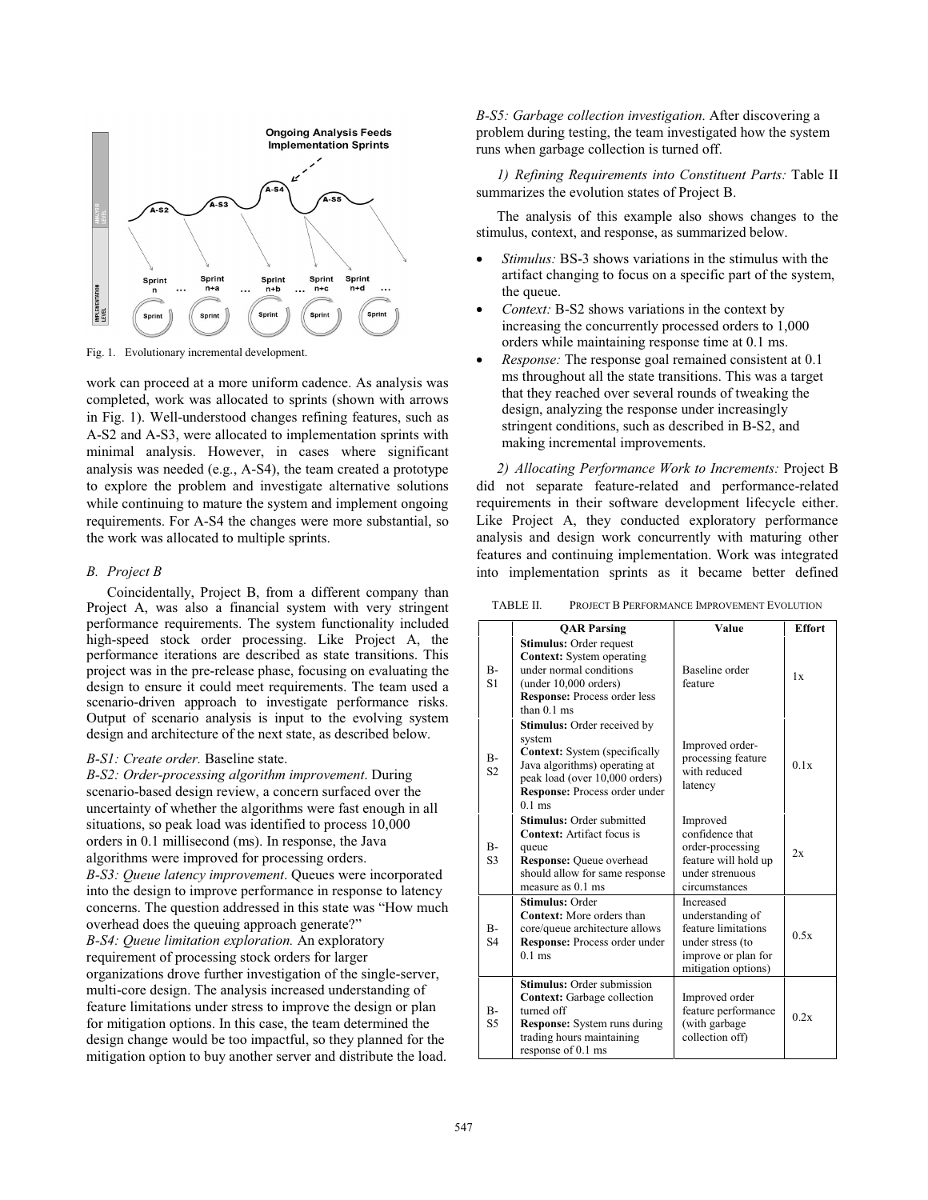Fig. 1. Evolutionary incremental development.

work can proceed at a more uniform cadence. As analysis was completed, work was allocated to sprints (shown with arrows in Fig. 1). Well-understood changes refining features, such as A-S2 and A-S3, were allocated to implementation sprints with minimal analysis. However, in cases where significant analysis was needed (e.g., A-S4), the team created a prototype to explore the problem and investigate alternative solutions while continuing to mature the system and implement ongoing requirements. For A-S4 the changes were more substantial, so the work was allocated to multiple sprints.

### *B. Project B*

Coincidentally, Project B, from a different company than Project A, was also a financial system with very stringent performance requirements. The system functionality included high-speed stock order processing. Like Project A, the performance iterations are described as state transitions. This project was in the pre-release phase, focusing on evaluating the design to ensure it could meet requirements. The team used a scenario-driven approach to investigate performance risks. Output of scenario analysis is input to the evolving system design and architecture of the next state, as described below.

*B-S1: Create order.* Baseline state.

*B-S2: Order-processing algorithm improvement.* During scenario-based design review, a concern surfaced over the uncertainty of whether the algorithms were fast enough in all situations, so peak load was identified to process 10,000 orders in 0.1 millisecond (ms). In response, the Java algorithms were improved for processing orders.

*B-S3: Queue latency improvement.* Queues were incorporated into the design to improve performance in response to latency concerns. The question addressed in this state was "How much overhead does the queuing approach generate?"

*B-S4: Queue limitation exploration.* An exploratory requirement of processing stock orders for larger organizations drove further investigation of the single-server, multi-core design. The analysis increased understanding of feature limitations under stress to improve the design or plan for mitigation options. In this case, the team determined the design change would be too impactful, so they planned for the mitigation option to buy another server and distribute the load.

*B-S5: Garbage collection investigation.* After discovering a problem during testing, the team investigated how the system runs when garbage collection is turned off.

*1) Refining Requirements into Constituent Parts:* Table II summarizes the evolution states of Project B.

The analysis of this example also shows changes to the stimulus, context, and response, as summarized below.

- *Stimulus:* BS-3 shows variations in the stimulus with the artifact changing to focus on a specific part of the system, the queue.
- *Context:* B-S2 shows variations in the context by increasing the concurrently processed orders to 1,000 orders while maintaining response time at 0.1 ms.
- *Response:* The response goal remained consistent at 0.1 ms throughout all the state transitions. This was a target that they reached over several rounds of tweaking the design, analyzing the response under increasingly stringent conditions, such as described in B-S2, and making incremental improvements.

*2) Allocating Performance Work to Increments:* Project B did not separate feature-related and performance-related requirements in their software development lifecycle either. Like Project A, they conducted exploratory performance analysis and design work concurrently with maturing other features and continuing implementation. Work was integrated into implementation sprints as it became better defined

TABLE II. PROJECT B PERFORMANCE IMPROVEMENT EVOLUTION

| | QAR Parsing | Value | Effort |
|---|---|---|---|
| B-S1 | **Stimulus:** Order request **Context:** System operating under normal conditions (under 10,000 orders) **Response:** Process order less than 0.1 ms | Baseline order feature | 1x |
| B-S2 | **Stimulus:** Order received by system **Context:** System (specifically Java algorithms) operating at peak load (over 10,000 orders) **Response:** Process order under 0.1 ms | Improved order-processing feature with reduced latency | 0.1x |
| B-S3 | **Stimulus:** Order submitted **Context:** Artifact focus is queue **Response:** Queue overhead should allow for same response measure as 0.1 ms | Improved confidence that order-processing feature will hold up under strenuous circumstances | 2x |
| B-S4 | **Stimulus:** Order **Context:** More orders than core/queue architecture allows **Response:** Process order under 0.1 ms | Increased understanding of feature limitations under stress (to improve or plan for mitigation options) | 0.5x |
| B-S5 | **Stimulus:** Order submission **Context:** Garbage collection turned off **Response:** System runs during trading hours maintaining response of 0.1 ms | Improved order feature performance (with garbage collection off) | 0.2x |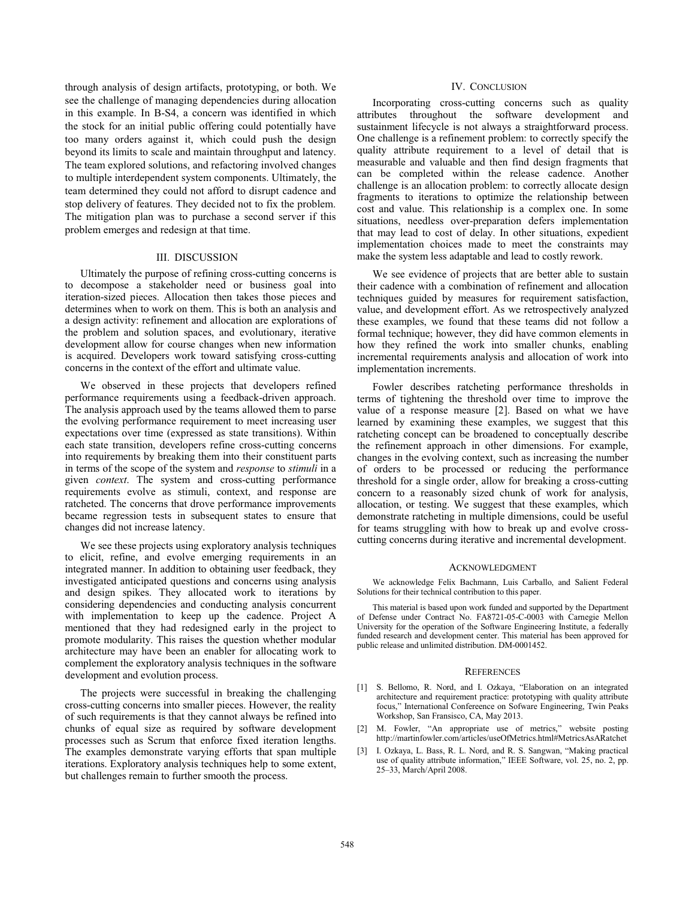through analysis of design artifacts, prototyping, or both. We see the challenge of managing dependencies during allocation in this example. In B-S4, a concern was identified in which the stock for an initial public offering could potentially have too many orders against it, which could push the design beyond its limits to scale and maintain throughput and latency. The team explored solutions, and refactoring involved changes to multiple interdependent system components. Ultimately, the team determined they could not afford to disrupt cadence and stop delivery of features. They decided not to fix the problem. The mitigation plan was to purchase a second server if this problem emerges and redesign at that time.

## III. DISCUSSION

Ultimately the purpose of refining cross-cutting concerns is to decompose a stakeholder need or business goal into iteration-sized pieces. Allocation then takes those pieces and determines when to work on them. This is both an analysis and a design activity: refinement and allocation are explorations of the problem and solution spaces, and evolutionary, iterative development allow for course changes when new information is acquired. Developers work toward satisfying cross-cutting concerns in the context of the effort and ultimate value.

We observed in these projects that developers refined performance requirements using a feedback-driven approach. The analysis approach used by the teams allowed them to parse the evolving performance requirement to meet increasing user expectations over time (expressed as state transitions). Within each state transition, developers refine cross-cutting concerns into requirements by breaking them into their constituent parts in terms of the scope of the system and *response* to *stimuli* in a given *context*. The system and cross-cutting performance requirements evolve as stimuli, context, and response are ratcheted. The concerns that drove performance improvements became regression tests in subsequent states to ensure that changes did not increase latency.

We see these projects using exploratory analysis techniques to elicit, refine, and evolve emerging requirements in an integrated manner. In addition to obtaining user feedback, they investigated anticipated questions and concerns using analysis and design spikes. They allocated work to iterations by considering dependencies and conducting analysis concurrent with implementation to keep up the cadence. Project A mentioned that they had redesigned early in the project to promote modularity. This raises the question whether modular architecture may have been an enabler for allocating work to complement the exploratory analysis techniques in the software development and evolution process.

The projects were successful in breaking the challenging cross-cutting concerns into smaller pieces. However, the reality of such requirements is that they cannot always be refined into chunks of equal size as required by software development processes such as Scrum that enforce fixed iteration lengths. The examples demonstrate varying efforts that span multiple iterations. Exploratory analysis techniques help to some extent, but challenges remain to further smooth the process.

## IV. CONCLUSION

Incorporating cross-cutting concerns such as quality attributes throughout the software development and sustainment lifecycle is not always a straightforward process. One challenge is a refinement problem: to correctly specify the quality attribute requirement to a level of detail that is measurable and valuable and then find design fragments that can be completed within the release cadence. Another challenge is an allocation problem: to correctly allocate design fragments to iterations to optimize the relationship between cost and value. This relationship is a complex one. In some situations, needless over-preparation defers implementation that may lead to cost of delay. In other situations, expedient implementation choices made to meet the constraints may make the system less adaptable and lead to costly rework.

We see evidence of projects that are better able to sustain their cadence with a combination of refinement and allocation techniques guided by measures for requirement satisfaction, value, and development effort. As we retrospectively analyzed these examples, we found that these teams did not follow a formal technique; however, they did have common elements in how they refined the work into smaller chunks, enabling incremental requirements analysis and allocation of work into implementation increments.

Fowler describes ratcheting performance thresholds in terms of tightening the threshold over time to improve the value of a response measure [2]. Based on what we have learned by examining these examples, we suggest that this ratcheting concept can be broadened to conceptually describe the refinement approach in other dimensions. For example, changes in the evolving context, such as increasing the number of orders to be processed or reducing the performance threshold for a single order, allow for breaking a cross-cutting concern to a reasonably sized chunk of work for analysis, allocation, or testing. We suggest that these examples, which demonstrate ratcheting in multiple dimensions, could be useful for teams struggling with how to break up and evolve cross-cutting concerns during iterative and incremental development.

## ACKNOWLEDGMENT

We acknowledge Felix Bachmann, Luis Carballo, and Salient Federal Solutions for their technical contribution to this paper.

This material is based upon work funded and supported by the Department of Defense under Contract No. FA8721-05-C-0003 with Carnegie Mellon University for the operation of the Software Engineering Institute, a federally funded research and development center. This material has been approved for public release and unlimited distribution. DM-0001452.

## REFERENCES

[1] S. Bellomo, R. Nord, and I. Ozkaya, "Elaboration on an integrated architecture and requirement practice: prototyping with quality attribute focus," International Confereence on Sofware Engineering, Twin Peaks Workshop, San Fransisco, CA, May 2013.

[2] M. Fowler, "An appropriate use of metrics," website posting http://martinfowler.com/articles/useOfMetrics.html#MetricsAsARatchet

[3] I. Ozkaya, L. Bass, R. L. Nord, and R. S. Sangwan, "Making practical use of quality attribute information," IEEE Software, vol. 25, no. 2, pp. 25–33, March/April 2008.